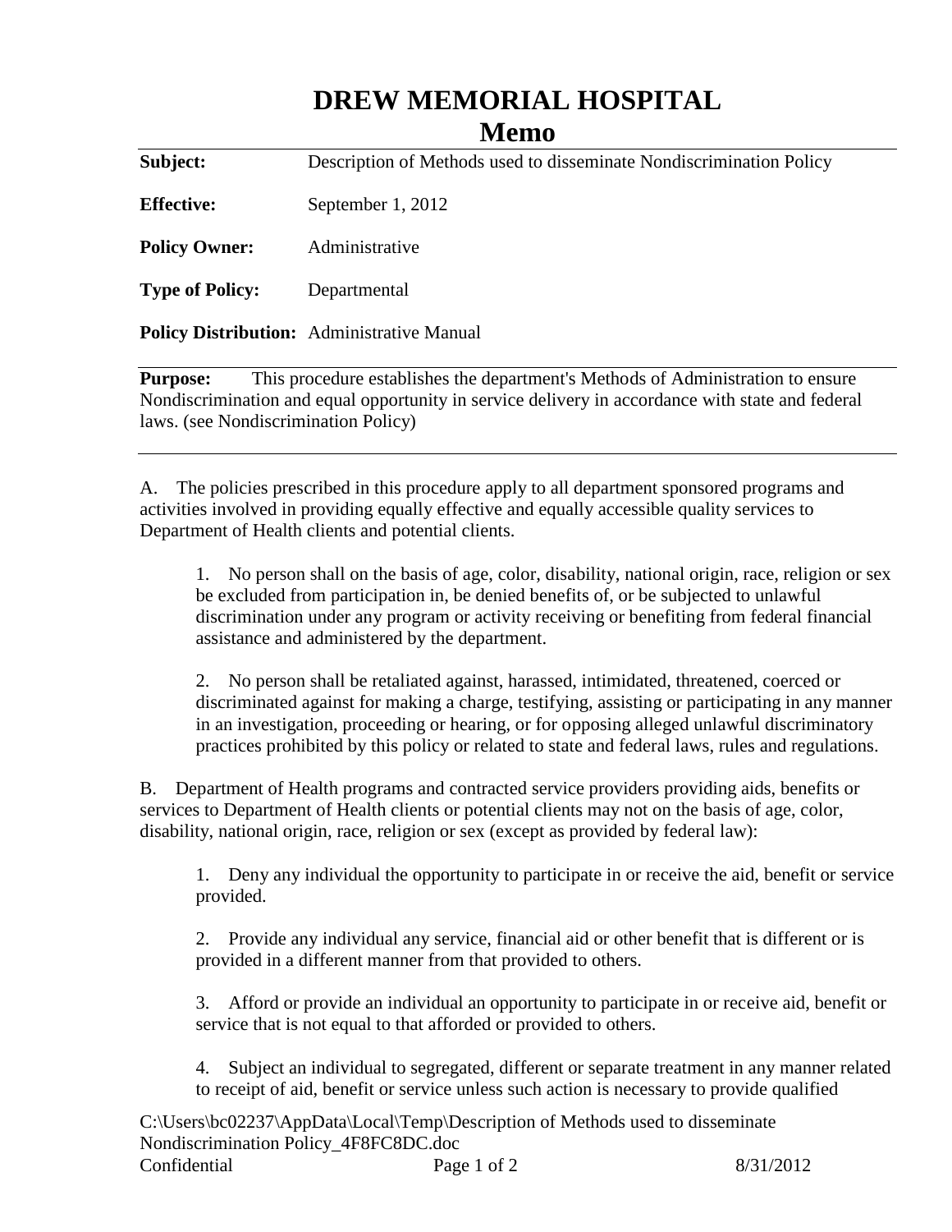# DREW MEMORIAL HOSPITAL

## Memo

**Subject:** Description of Methods used to disseminate Nondiscrimination Policy

**Effective:** September 1, 2012

**Policy Owner:** Administrative

**Type of Policy:** Departmental

**Policy Distribution:** Administrative Manual

**Purpose:** This procedure establishes the department's Methods of Administration to ensure Nondiscrimination and equal opportunity in service delivery in accordance with state and federal laws. (see Nondiscrimination Policy)

---

A. The policies prescribed in this procedure apply to all department sponsored programs and activities involved in providing equally effective and equally accessible quality services to Department of Health clients and potential clients.

1. No person shall on the basis of age, color, disability, national origin, race, religion or sex be excluded from participation in, be denied benefits of, or be subjected to unlawful discrimination under any program or activity receiving or benefiting from federal financial assistance and administered by the department.

2. No person shall be retaliated against, harassed, intimidated, threatened, coerced or discriminated against for making a charge, testifying, assisting or participating in any manner in an investigation, proceeding or hearing, or for opposing alleged unlawful discriminatory practices prohibited by this policy or related to state and federal laws, rules and regulations.

B. Department of Health programs and contracted service providers providing aids, benefits or services to Department of Health clients or potential clients may not on the basis of age, color, disability, national origin, race, religion or sex (except as provided by federal law):

1. Deny any individual the opportunity to participate in or receive the aid, benefit or service provided.

2. Provide any individual any service, financial aid or other benefit that is different or is provided in a different manner from that provided to others.

3. Afford or provide an individual an opportunity to participate in or receive aid, benefit or service that is not equal to that afforded or provided to others.

4. Subject an individual to segregated, different or separate treatment in any manner related to receipt of aid, benefit or service unless such action is necessary to provide qualified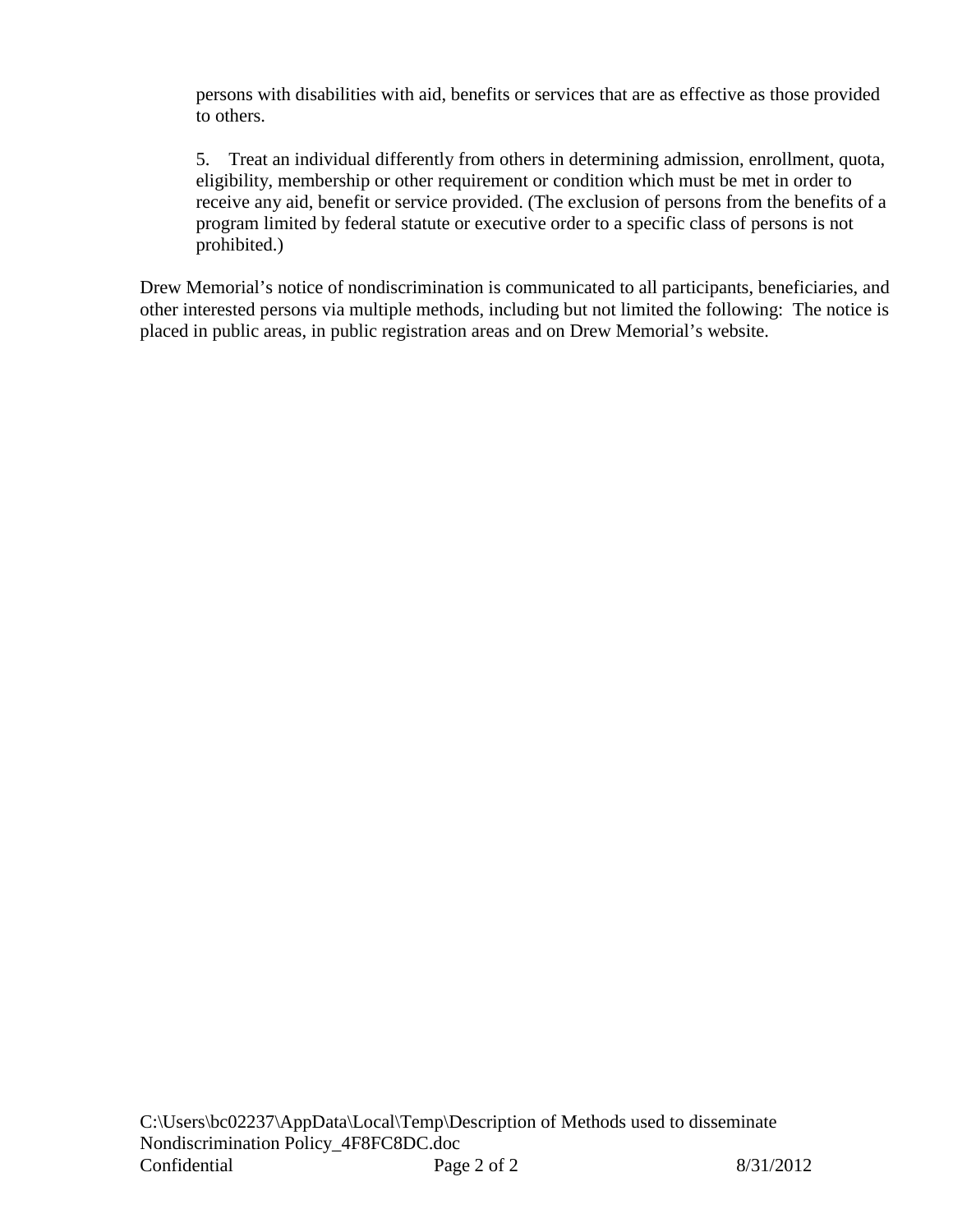persons with disabilities with aid, benefits or services that are as effective as those provided to others.

5. Treat an individual differently from others in determining admission, enrollment, quota, eligibility, membership or other requirement or condition which must be met in order to receive any aid, benefit or service provided. (The exclusion of persons from the benefits of a program limited by federal statute or executive order to a specific class of persons is not prohibited.)

Drew Memorial's notice of nondiscrimination is communicated to all participants, beneficiaries, and other interested persons via multiple methods, including but not limited the following: The notice is placed in public areas, in public registration areas and on Drew Memorial's website.